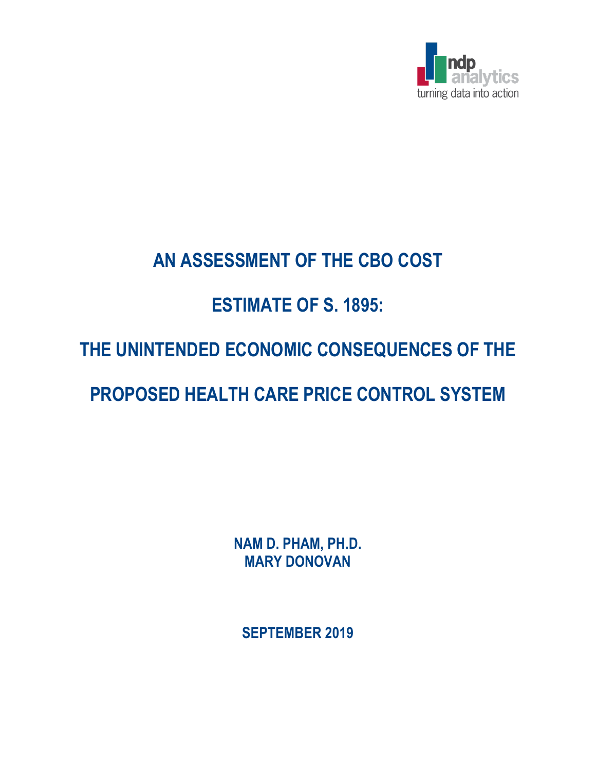ndp analytics

turning data into action

# AN ASSESSMENT OF THE CBO COST ESTIMATE OF S. 1895: THE UNINTENDED ECONOMIC CONSEQUENCES OF THE PROPOSED HEALTH CARE PRICE CONTROL SYSTEM

**NAM D. PHAM, PH.D.**
**MARY DONOVAN**

**SEPTEMBER 2019**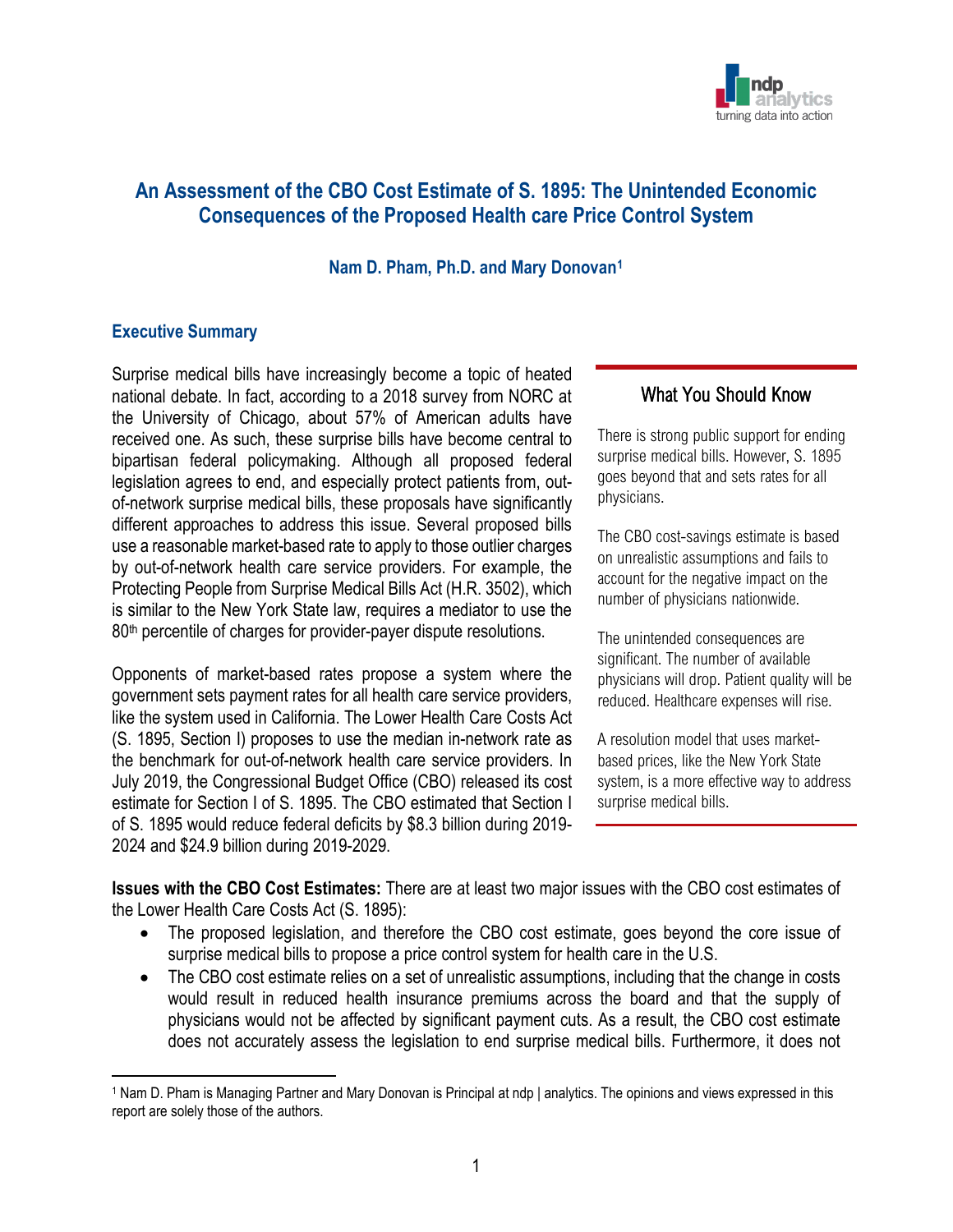# An Assessment of the CBO Cost Estimate of S. 1895: The Unintended Economic Consequences of the Proposed Health care Price Control System

**Nam D. Pham, Ph.D. and Mary Donovan**[1]

## Executive Summary

Surprise medical bills have increasingly become a topic of heated national debate. In fact, according to a 2018 survey from NORC at the University of Chicago, about 57% of American adults have received one. As such, these surprise bills have become central to bipartisan federal policymaking. Although all proposed federal legislation agrees to end, and especially protect patients from, out-of-network surprise medical bills, these proposals have significantly different approaches to address this issue. Several proposed bills use a reasonable market-based rate to apply to those outlier charges by out-of-network health care service providers. For example, the Protecting People from Surprise Medical Bills Act (H.R. 3502), which is similar to the New York State law, requires a mediator to use the 80th percentile of charges for provider-payer dispute resolutions.

Opponents of market-based rates propose a system where the government sets payment rates for all health care service providers, like the system used in California. The Lower Health Care Costs Act (S. 1895, Section I) proposes to use the median in-network rate as the benchmark for out-of-network health care service providers. In July 2019, the Congressional Budget Office (CBO) released its cost estimate for Section I of S. 1895. The CBO estimated that Section I of S. 1895 would reduce federal deficits by \$8.3 billion during 2019-2024 and \$24.9 billion during 2019-2029.

### What You Should Know

There is strong public support for ending surprise medical bills. However, S. 1895 goes beyond that and sets rates for all physicians.

The CBO cost-savings estimate is based on unrealistic assumptions and fails to account for the negative impact on the number of physicians nationwide.

The unintended consequences are significant. The number of available physicians will drop. Patient quality will be reduced. Healthcare expenses will rise.

A resolution model that uses market-based prices, like the New York State system, is a more effective way to address surprise medical bills.

**Issues with the CBO Cost Estimates:** There are at least two major issues with the CBO cost estimates of the Lower Health Care Costs Act (S. 1895):

- The proposed legislation, and therefore the CBO cost estimate, goes beyond the core issue of surprise medical bills to propose a price control system for health care in the U.S.
- The CBO cost estimate relies on a set of unrealistic assumptions, including that the change in costs would result in reduced health insurance premiums across the board and that the supply of physicians would not be affected by significant payment cuts. As a result, the CBO cost estimate does not accurately assess the legislation to end surprise medical bills. Furthermore, it does not

[1] Nam D. Pham is Managing Partner and Mary Donovan is Principal at ndp | analytics. The opinions and views expressed in this report are solely those of the authors.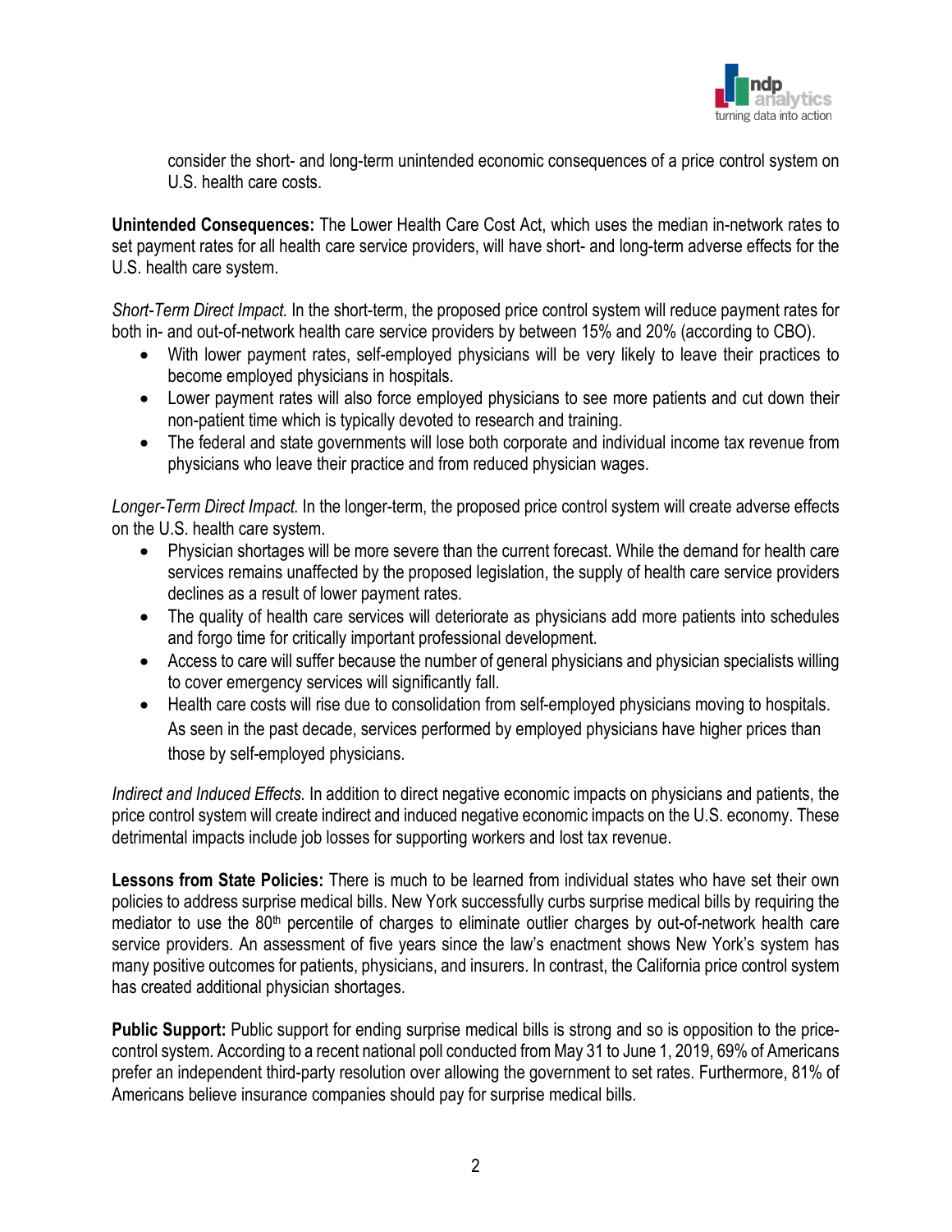consider the short- and long-term unintended economic consequences of a price control system on U.S. health care costs.

**Unintended Consequences:** The Lower Health Care Cost Act, which uses the median in-network rates to set payment rates for all health care service providers, will have short- and long-term adverse effects for the U.S. health care system.

*Short-Term Direct Impact.* In the short-term, the proposed price control system will reduce payment rates for both in- and out-of-network health care service providers by between 15% and 20% (according to CBO).

- With lower payment rates, self-employed physicians will be very likely to leave their practices to become employed physicians in hospitals.
- Lower payment rates will also force employed physicians to see more patients and cut down their non-patient time which is typically devoted to research and training.
- The federal and state governments will lose both corporate and individual income tax revenue from physicians who leave their practice and from reduced physician wages.

*Longer-Term Direct Impact.* In the longer-term, the proposed price control system will create adverse effects on the U.S. health care system.

- Physician shortages will be more severe than the current forecast. While the demand for health care services remains unaffected by the proposed legislation, the supply of health care service providers declines as a result of lower payment rates.
- The quality of health care services will deteriorate as physicians add more patients into schedules and forgo time for critically important professional development.
- Access to care will suffer because the number of general physicians and physician specialists willing to cover emergency services will significantly fall.
- Health care costs will rise due to consolidation from self-employed physicians moving to hospitals. As seen in the past decade, services performed by employed physicians have higher prices than those by self-employed physicians.

*Indirect and Induced Effects.* In addition to direct negative economic impacts on physicians and patients, the price control system will create indirect and induced negative economic impacts on the U.S. economy. These detrimental impacts include job losses for supporting workers and lost tax revenue.

**Lessons from State Policies:** There is much to be learned from individual states who have set their own policies to address surprise medical bills. New York successfully curbs surprise medical bills by requiring the mediator to use the 80th percentile of charges to eliminate outlier charges by out-of-network health care service providers. An assessment of five years since the law's enactment shows New York's system has many positive outcomes for patients, physicians, and insurers. In contrast, the California price control system has created additional physician shortages.

**Public Support:** Public support for ending surprise medical bills is strong and so is opposition to the price-control system. According to a recent national poll conducted from May 31 to June 1, 2019, 69% of Americans prefer an independent third-party resolution over allowing the government to set rates. Furthermore, 81% of Americans believe insurance companies should pay for surprise medical bills.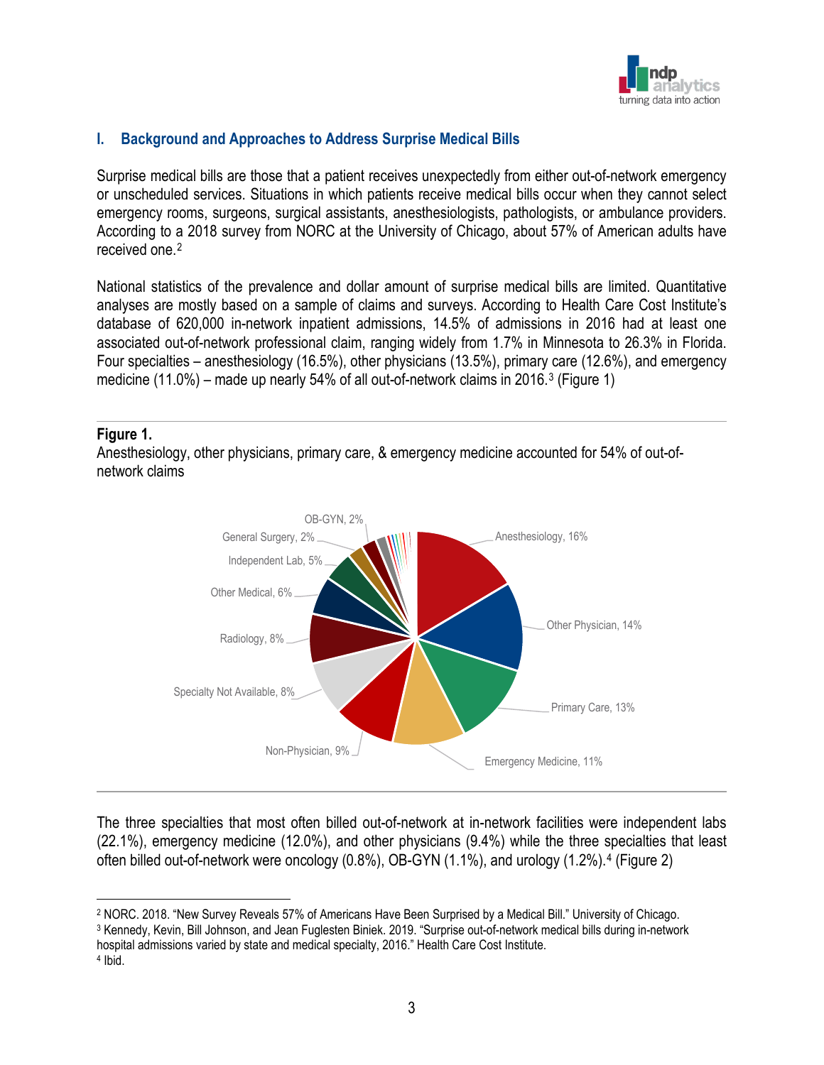## I. Background and Approaches to Address Surprise Medical Bills

Surprise medical bills are those that a patient receives unexpectedly from either out-of-network emergency or unscheduled services. Situations in which patients receive medical bills occur when they cannot select emergency rooms, surgeons, surgical assistants, anesthesiologists, pathologists, or ambulance providers. According to a 2018 survey from NORC at the University of Chicago, about 57% of American adults have received one.[2]

National statistics of the prevalence and dollar amount of surprise medical bills are limited. Quantitative analyses are mostly based on a sample of claims and surveys. According to Health Care Cost Institute's database of 620,000 in-network inpatient admissions, 14.5% of admissions in 2016 had at least one associated out-of-network professional claim, ranging widely from 1.7% in Minnesota to 26.3% in Florida. Four specialties – anesthesiology (16.5%), other physicians (13.5%), primary care (12.6%), and emergency medicine (11.0%) – made up nearly 54% of all out-of-network claims in 2016.[3] (Figure 1)

**Figure 1.**
Anesthesiology, other physicians, primary care, & emergency medicine accounted for 54% of out-of-network claims

| Specialty | Share |
|---|---|
| Anesthesiology | 16% |
| Other Physician | 14% |
| Primary Care | 13% |
| Emergency Medicine | 11% |
| Non-Physician | 9% |
| Specialty Not Available | 8% |
| Radiology | 8% |
| Other Medical | 6% |
| Independent Lab | 5% |
| General Surgery | 2% |
| OB-GYN | 2% |

The three specialties that most often billed out-of-network at in-network facilities were independent labs (22.1%), emergency medicine (12.0%), and other physicians (9.4%) while the three specialties that least often billed out-of-network were oncology (0.8%), OB-GYN (1.1%), and urology (1.2%).[4] (Figure 2)

---

[2] NORC. 2018. "New Survey Reveals 57% of Americans Have Been Surprised by a Medical Bill." University of Chicago.

[3] Kennedy, Kevin, Bill Johnson, and Jean Fuglesten Biniek. 2019. "Surprise out-of-network medical bills during in-network hospital admissions varied by state and medical specialty, 2016." Health Care Cost Institute.

[4] Ibid.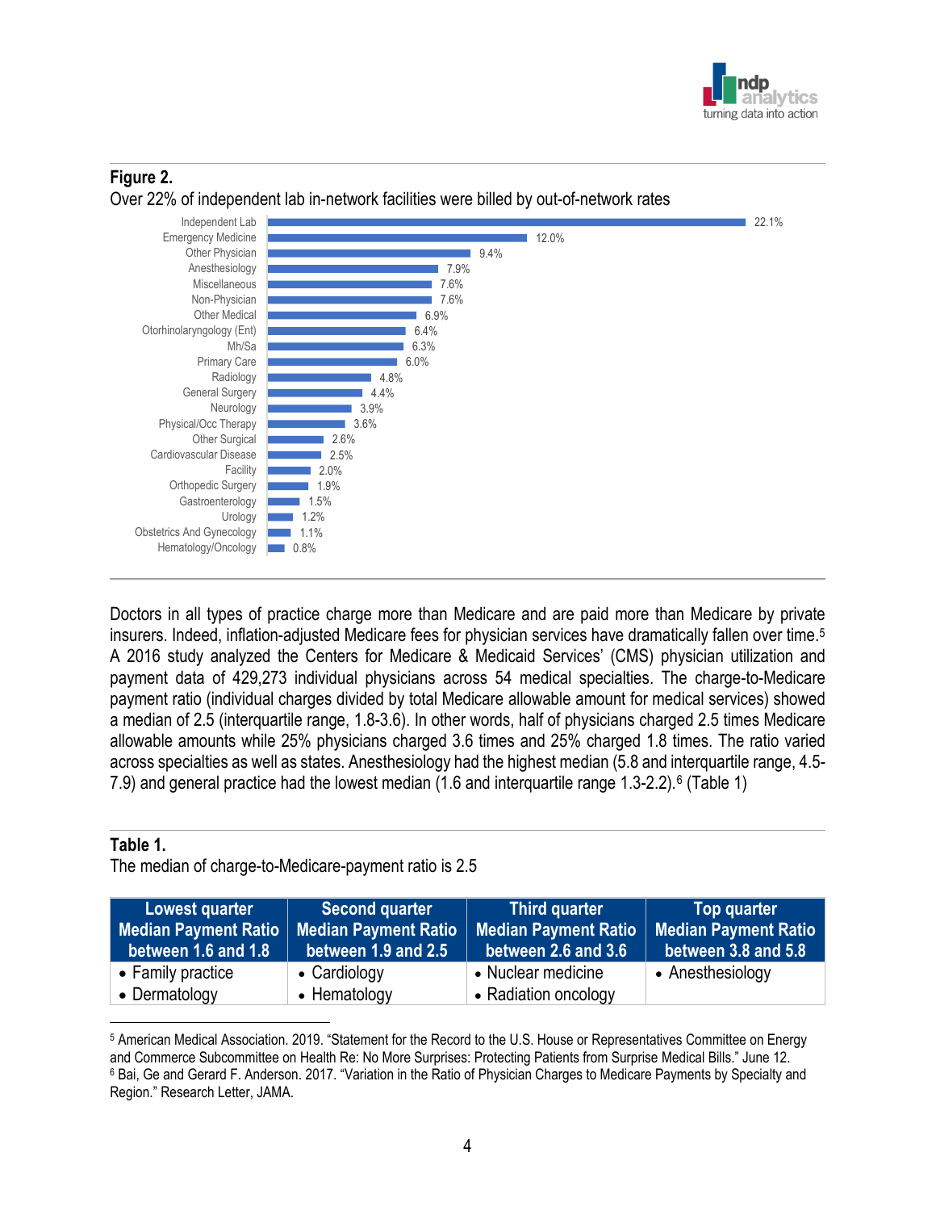**Figure 2.**

Over 22% of independent lab in-network facilities were billed by out-of-network rates

| Specialty | Percent |
|---|---|
| Independent Lab | 22.1% |
| Emergency Medicine | 12.0% |
| Other Physician | 9.4% |
| Anesthesiology | 7.9% |
| Miscellaneous | 7.6% |
| Non-Physician | 7.6% |
| Other Medical | 6.9% |
| Otorhinolaryngology (Ent) | 6.4% |
| Mh/Sa | 6.3% |
| Primary Care | 6.0% |
| Radiology | 4.8% |
| General Surgery | 4.4% |
| Neurology | 3.9% |
| Physical/Occ Therapy | 3.6% |
| Other Surgical | 2.6% |
| Cardiovascular Disease | 2.5% |
| Facility | 2.0% |
| Orthopedic Surgery | 1.9% |
| Gastroenterology | 1.5% |
| Urology | 1.2% |
| Obstetrics And Gynecology | 1.1% |
| Hematology/Oncology | 0.8% |

Doctors in all types of practice charge more than Medicare and are paid more than Medicare by private insurers. Indeed, inflation-adjusted Medicare fees for physician services have dramatically fallen over time.[5] A 2016 study analyzed the Centers for Medicare & Medicaid Services' (CMS) physician utilization and payment data of 429,273 individual physicians across 54 medical specialties. The charge-to-Medicare payment ratio (individual charges divided by total Medicare allowable amount for medical services) showed a median of 2.5 (interquartile range, 1.8-3.6). In other words, half of physicians charged 2.5 times Medicare allowable amounts while 25% physicians charged 3.6 times and 25% charged 1.8 times. The ratio varied across specialties as well as states. Anesthesiology had the highest median (5.8 and interquartile range, 4.5-7.9) and general practice had the lowest median (1.6 and interquartile range 1.3-2.2).[6] (Table 1)

**Table 1.**

The median of charge-to-Medicare-payment ratio is 2.5

| Lowest quarter Median Payment Ratio between 1.6 and 1.8 | Second quarter Median Payment Ratio between 1.9 and 2.5 | Third quarter Median Payment Ratio between 2.6 and 3.6 | Top quarter Median Payment Ratio between 3.8 and 5.8 |
|---|---|---|---|
| • Family practice<br>• Dermatology | • Cardiology<br>• Hematology | • Nuclear medicine<br>• Radiation oncology | • Anesthesiology |

[5] American Medical Association. 2019. "Statement for the Record to the U.S. House or Representatives Committee on Energy and Commerce Subcommittee on Health Re: No More Surprises: Protecting Patients from Surprise Medical Bills." June 12.

[6] Bai, Ge and Gerard F. Anderson. 2017. "Variation in the Ratio of Physician Charges to Medicare Payments by Specialty and Region." Research Letter, JAMA.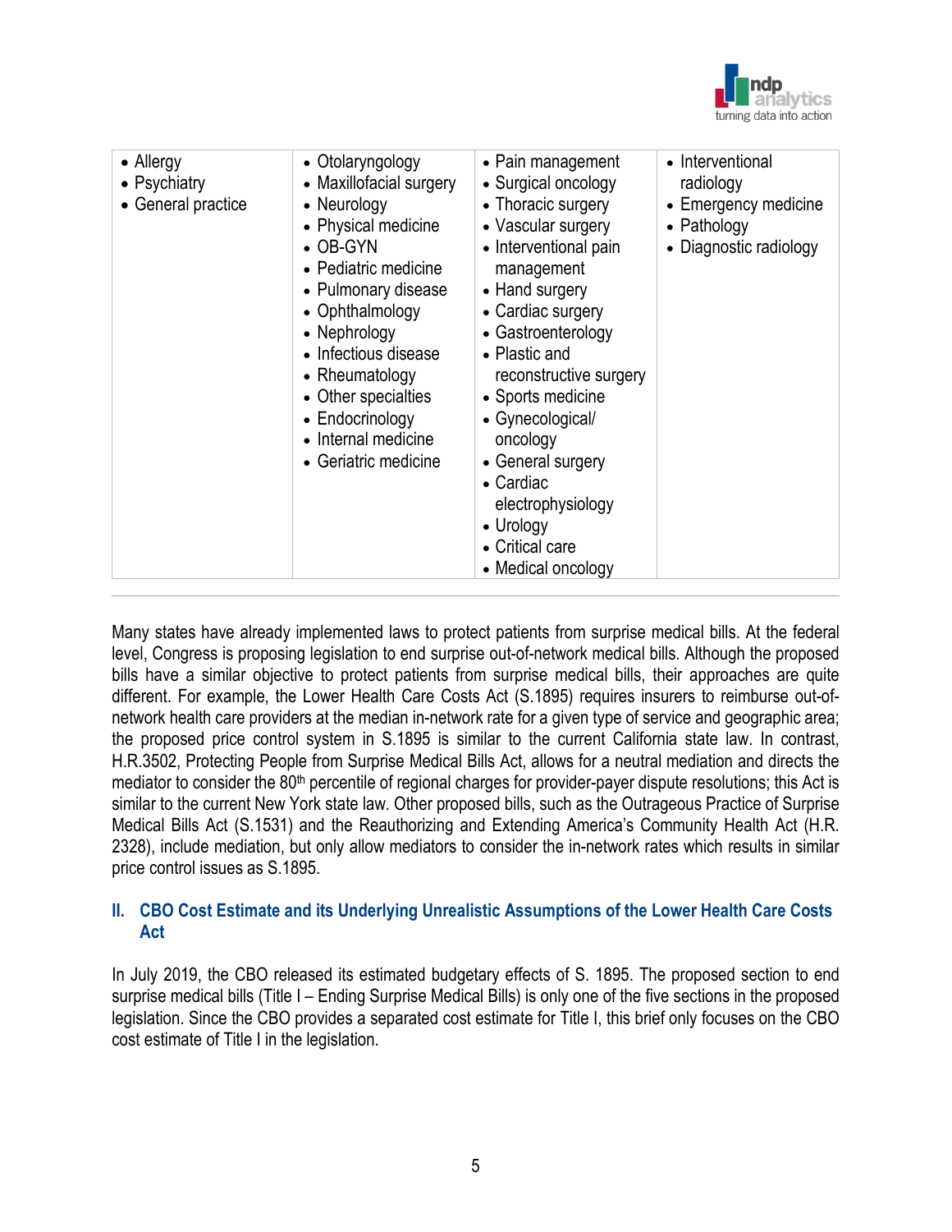| | | | |
|---|---|---|---|
| • Allergy<br>• Psychiatry<br>• General practice | • Otolaryngology<br>• Maxillofacial surgery<br>• Neurology<br>• Physical medicine<br>• OB-GYN<br>• Pediatric medicine<br>• Pulmonary disease<br>• Ophthalmology<br>• Nephrology<br>• Infectious disease<br>• Rheumatology<br>• Other specialties<br>• Endocrinology<br>• Internal medicine<br>• Geriatric medicine | • Pain management<br>• Surgical oncology<br>• Thoracic surgery<br>• Vascular surgery<br>• Interventional pain management<br>• Hand surgery<br>• Cardiac surgery<br>• Gastroenterology<br>• Plastic and reconstructive surgery<br>• Sports medicine<br>• Gynecological/ oncology<br>• General surgery<br>• Cardiac electrophysiology<br>• Urology<br>• Critical care<br>• Medical oncology | • Interventional radiology<br>• Emergency medicine<br>• Pathology<br>• Diagnostic radiology |

Many states have already implemented laws to protect patients from surprise medical bills. At the federal level, Congress is proposing legislation to end surprise out-of-network medical bills. Although the proposed bills have a similar objective to protect patients from surprise medical bills, their approaches are quite different. For example, the Lower Health Care Costs Act (S.1895) requires insurers to reimburse out-of-network health care providers at the median in-network rate for a given type of service and geographic area; the proposed price control system in S.1895 is similar to the current California state law. In contrast, H.R.3502, Protecting People from Surprise Medical Bills Act, allows for a neutral mediation and directs the mediator to consider the 80th percentile of regional charges for provider-payer dispute resolutions; this Act is similar to the current New York state law. Other proposed bills, such as the Outrageous Practice of Surprise Medical Bills Act (S.1531) and the Reauthorizing and Extending America's Community Health Act (H.R. 2328), include mediation, but only allow mediators to consider the in-network rates which results in similar price control issues as S.1895.

## II. CBO Cost Estimate and its Underlying Unrealistic Assumptions of the Lower Health Care Costs Act

In July 2019, the CBO released its estimated budgetary effects of S. 1895. The proposed section to end surprise medical bills (Title I – Ending Surprise Medical Bills) is only one of the five sections in the proposed legislation. Since the CBO provides a separated cost estimate for Title I, this brief only focuses on the CBO cost estimate of Title I in the legislation.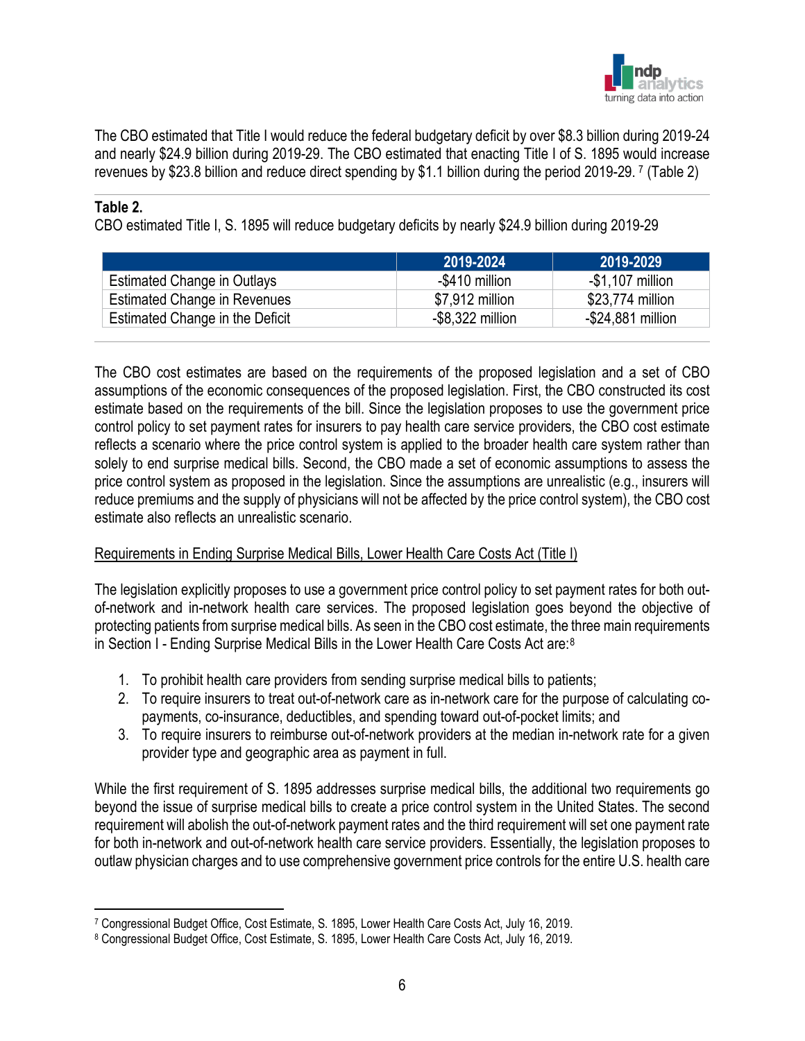The CBO estimated that Title I would reduce the federal budgetary deficit by over $8.3 billion during 2019-24 and nearly $24.9 billion during 2019-29. The CBO estimated that enacting Title I of S. 1895 would increase revenues by $23.8 billion and reduce direct spending by $1.1 billion during the period 2019-29. [7] (Table 2)

**Table 2.**
CBO estimated Title I, S. 1895 will reduce budgetary deficits by nearly $24.9 billion during 2019-29

| | 2019-2024 | 2019-2029 |
|---|---|---|
| Estimated Change in Outlays | -$410 million | -$1,107 million |
| Estimated Change in Revenues | $7,912 million | $23,774 million |
| Estimated Change in the Deficit | -$8,322 million | -$24,881 million |

The CBO cost estimates are based on the requirements of the proposed legislation and a set of CBO assumptions of the economic consequences of the proposed legislation. First, the CBO constructed its cost estimate based on the requirements of the bill. Since the legislation proposes to use the government price control policy to set payment rates for insurers to pay health care service providers, the CBO cost estimate reflects a scenario where the price control system is applied to the broader health care system rather than solely to end surprise medical bills. Second, the CBO made a set of economic assumptions to assess the price control system as proposed in the legislation. Since the assumptions are unrealistic (e.g., insurers will reduce premiums and the supply of physicians will not be affected by the price control system), the CBO cost estimate also reflects an unrealistic scenario.

Requirements in Ending Surprise Medical Bills, Lower Health Care Costs Act (Title I)

The legislation explicitly proposes to use a government price control policy to set payment rates for both out-of-network and in-network health care services. The proposed legislation goes beyond the objective of protecting patients from surprise medical bills. As seen in the CBO cost estimate, the three main requirements in Section I - Ending Surprise Medical Bills in the Lower Health Care Costs Act are:[8]

1. To prohibit health care providers from sending surprise medical bills to patients;
2. To require insurers to treat out-of-network care as in-network care for the purpose of calculating co-payments, co-insurance, deductibles, and spending toward out-of-pocket limits; and
3. To require insurers to reimburse out-of-network providers at the median in-network rate for a given provider type and geographic area as payment in full.

While the first requirement of S. 1895 addresses surprise medical bills, the additional two requirements go beyond the issue of surprise medical bills to create a price control system in the United States. The second requirement will abolish the out-of-network payment rates and the third requirement will set one payment rate for both in-network and out-of-network health care service providers. Essentially, the legislation proposes to outlaw physician charges and to use comprehensive government price controls for the entire U.S. health care

[7] Congressional Budget Office, Cost Estimate, S. 1895, Lower Health Care Costs Act, July 16, 2019.
[8] Congressional Budget Office, Cost Estimate, S. 1895, Lower Health Care Costs Act, July 16, 2019.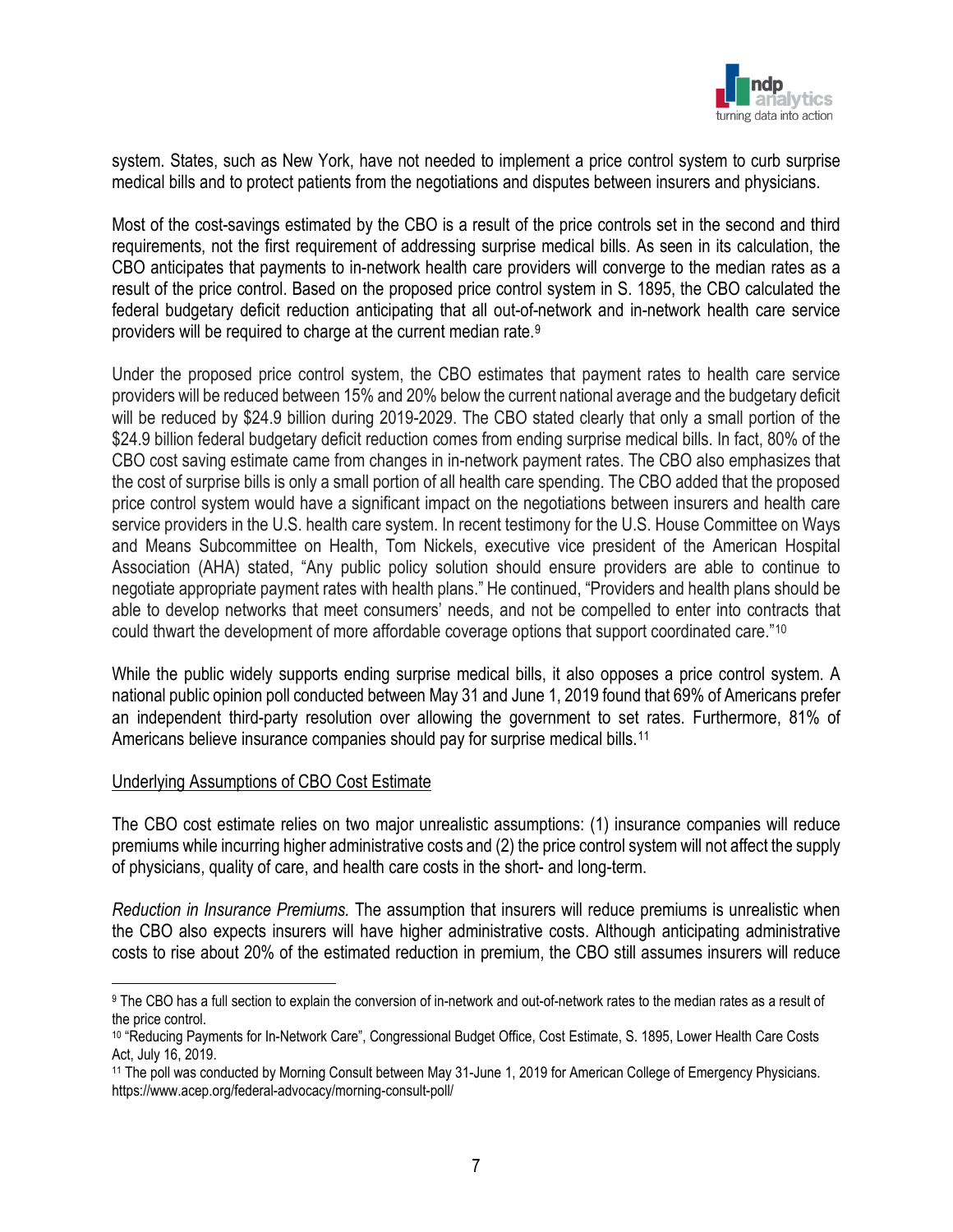system. States, such as New York, have not needed to implement a price control system to curb surprise medical bills and to protect patients from the negotiations and disputes between insurers and physicians.

Most of the cost-savings estimated by the CBO is a result of the price controls set in the second and third requirements, not the first requirement of addressing surprise medical bills. As seen in its calculation, the CBO anticipates that payments to in-network health care providers will converge to the median rates as a result of the price control. Based on the proposed price control system in S. 1895, the CBO calculated the federal budgetary deficit reduction anticipating that all out-of-network and in-network health care service providers will be required to charge at the current median rate.[9]

Under the proposed price control system, the CBO estimates that payment rates to health care service providers will be reduced between 15% and 20% below the current national average and the budgetary deficit will be reduced by $24.9 billion during 2019-2029. The CBO stated clearly that only a small portion of the $24.9 billion federal budgetary deficit reduction comes from ending surprise medical bills. In fact, 80% of the CBO cost saving estimate came from changes in in-network payment rates. The CBO also emphasizes that the cost of surprise bills is only a small portion of all health care spending. The CBO added that the proposed price control system would have a significant impact on the negotiations between insurers and health care service providers in the U.S. health care system. In recent testimony for the U.S. House Committee on Ways and Means Subcommittee on Health, Tom Nickels, executive vice president of the American Hospital Association (AHA) stated, "Any public policy solution should ensure providers are able to continue to negotiate appropriate payment rates with health plans." He continued, "Providers and health plans should be able to develop networks that meet consumers' needs, and not be compelled to enter into contracts that could thwart the development of more affordable coverage options that support coordinated care."[10]

While the public widely supports ending surprise medical bills, it also opposes a price control system. A national public opinion poll conducted between May 31 and June 1, 2019 found that 69% of Americans prefer an independent third-party resolution over allowing the government to set rates. Furthermore, 81% of Americans believe insurance companies should pay for surprise medical bills.[11]

Underlying Assumptions of CBO Cost Estimate

The CBO cost estimate relies on two major unrealistic assumptions: (1) insurance companies will reduce premiums while incurring higher administrative costs and (2) the price control system will not affect the supply of physicians, quality of care, and health care costs in the short- and long-term.

*Reduction in Insurance Premiums.* The assumption that insurers will reduce premiums is unrealistic when the CBO also expects insurers will have higher administrative costs. Although anticipating administrative costs to rise about 20% of the estimated reduction in premium, the CBO still assumes insurers will reduce

---

[9] The CBO has a full section to explain the conversion of in-network and out-of-network rates to the median rates as a result of the price control.

[10] "Reducing Payments for In-Network Care", Congressional Budget Office, Cost Estimate, S. 1895, Lower Health Care Costs Act, July 16, 2019.

[11] The poll was conducted by Morning Consult between May 31-June 1, 2019 for American College of Emergency Physicians. https://www.acep.org/federal-advocacy/morning-consult-poll/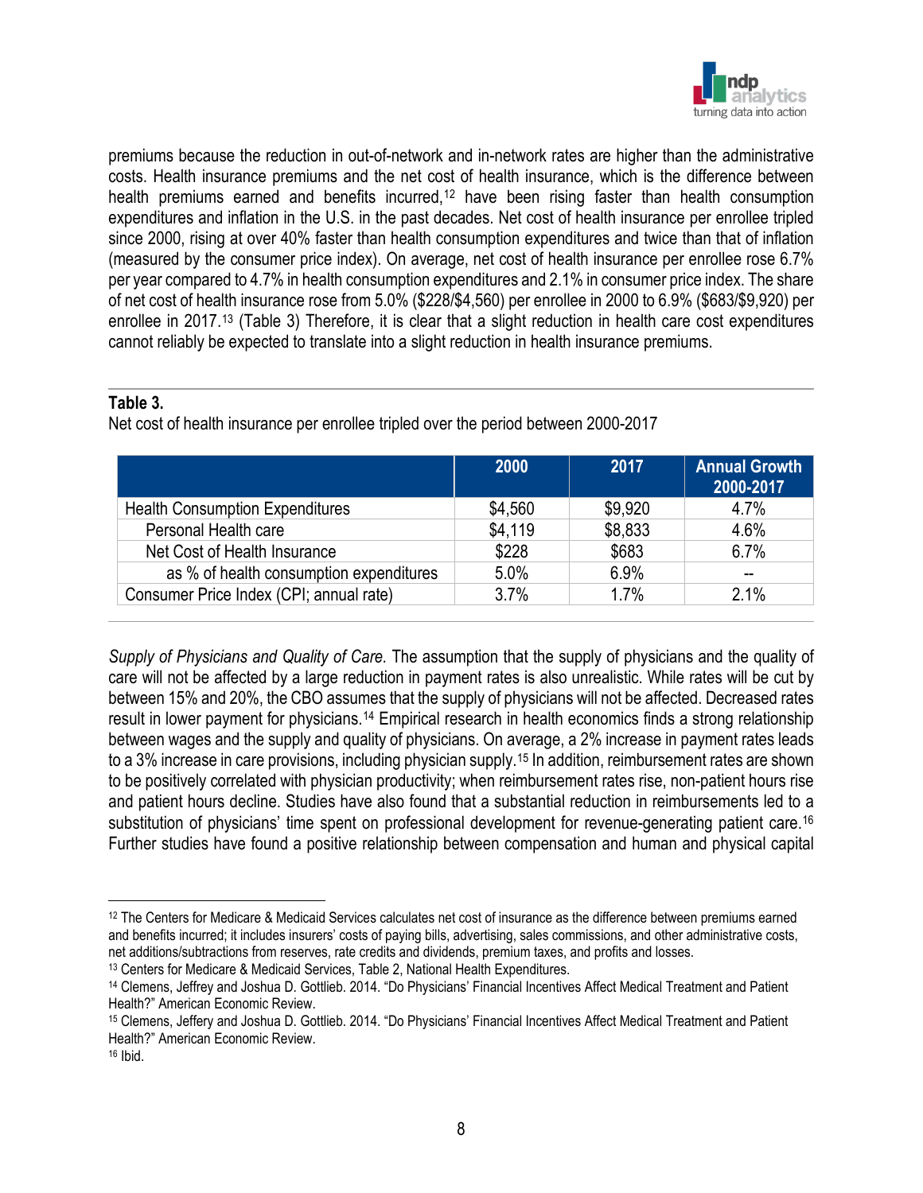premiums because the reduction in out-of-network and in-network rates are higher than the administrative costs. Health insurance premiums and the net cost of health insurance, which is the difference between health premiums earned and benefits incurred,[12] have been rising faster than health consumption expenditures and inflation in the U.S. in the past decades. Net cost of health insurance per enrollee tripled since 2000, rising at over 40% faster than health consumption expenditures and twice than that of inflation (measured by the consumer price index). On average, net cost of health insurance per enrollee rose 6.7% per year compared to 4.7% in health consumption expenditures and 2.1% in consumer price index. The share of net cost of health insurance rose from 5.0% ($228/$4,560) per enrollee in 2000 to 6.9% ($683/$9,920) per enrollee in 2017.[13] (Table 3) Therefore, it is clear that a slight reduction in health care cost expenditures cannot reliably be expected to translate into a slight reduction in health insurance premiums.

**Table 3.**

Net cost of health insurance per enrollee tripled over the period between 2000-2017

| | 2000 | 2017 | Annual Growth 2000-2017 |
|---|---|---|---|
| Health Consumption Expenditures | $4,560 | $9,920 | 4.7% |
| Personal Health care | $4,119 | $8,833 | 4.6% |
| Net Cost of Health Insurance | $228 | $683 | 6.7% |
| as % of health consumption expenditures | 5.0% | 6.9% | -- |
| Consumer Price Index (CPI; annual rate) | 3.7% | 1.7% | 2.1% |

*Supply of Physicians and Quality of Care.* The assumption that the supply of physicians and the quality of care will not be affected by a large reduction in payment rates is also unrealistic. While rates will be cut by between 15% and 20%, the CBO assumes that the supply of physicians will not be affected. Decreased rates result in lower payment for physicians.[14] Empirical research in health economics finds a strong relationship between wages and the supply and quality of physicians. On average, a 2% increase in payment rates leads to a 3% increase in care provisions, including physician supply.[15] In addition, reimbursement rates are shown to be positively correlated with physician productivity; when reimbursement rates rise, non-patient hours rise and patient hours decline. Studies have also found that a substantial reduction in reimbursements led to a substitution of physicians' time spent on professional development for revenue-generating patient care.[16] Further studies have found a positive relationship between compensation and human and physical capital

---

[12] The Centers for Medicare & Medicaid Services calculates net cost of insurance as the difference between premiums earned and benefits incurred; it includes insurers' costs of paying bills, advertising, sales commissions, and other administrative costs, net additions/subtractions from reserves, rate credits and dividends, premium taxes, and profits and losses.

[13] Centers for Medicare & Medicaid Services, Table 2, National Health Expenditures.

[14] Clemens, Jeffrey and Joshua D. Gottlieb. 2014. "Do Physicians' Financial Incentives Affect Medical Treatment and Patient Health?" American Economic Review.

[15] Clemens, Jeffery and Joshua D. Gottlieb. 2014. "Do Physicians' Financial Incentives Affect Medical Treatment and Patient Health?" American Economic Review.

[16] Ibid.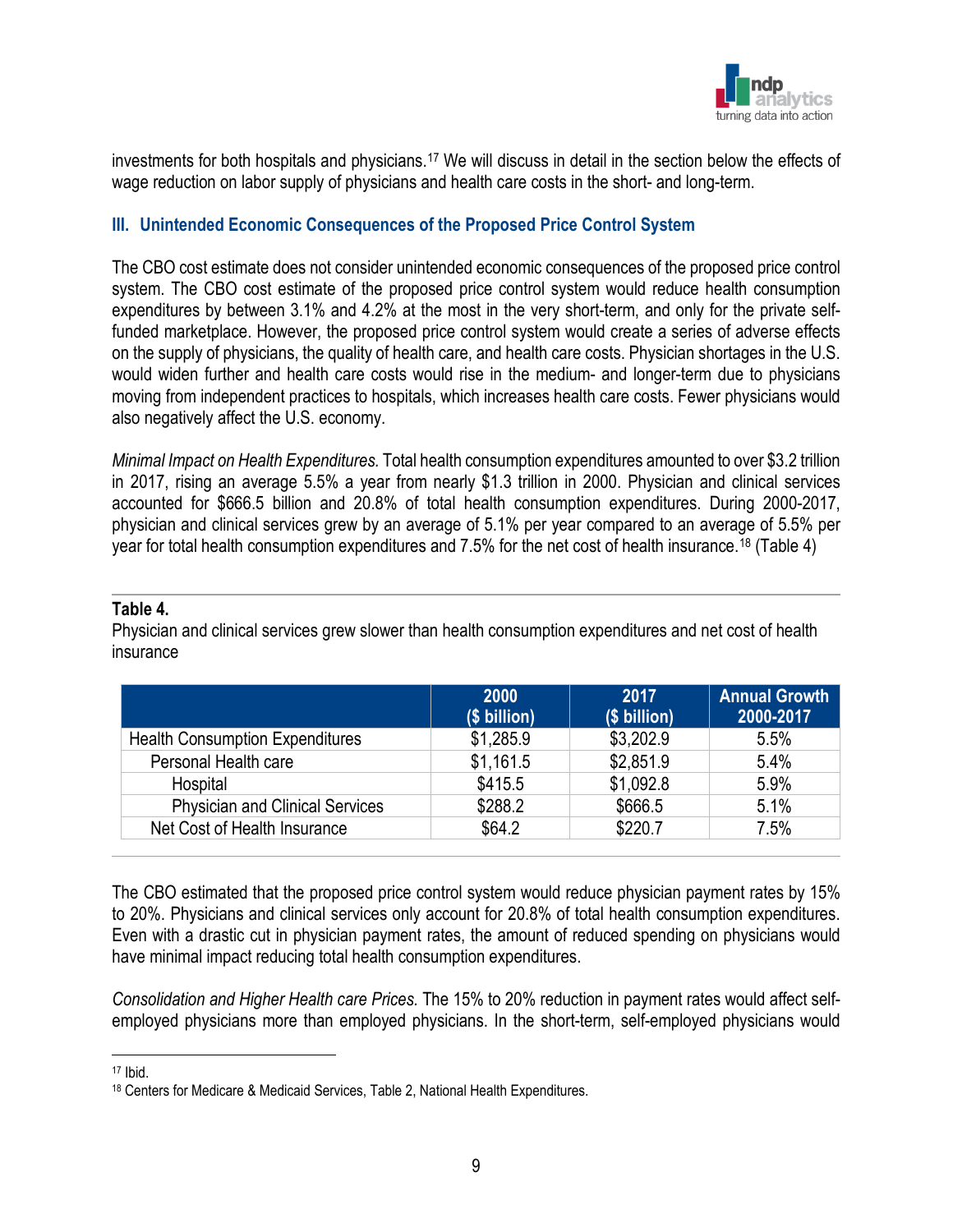investments for both hospitals and physicians.[17] We will discuss in detail in the section below the effects of wage reduction on labor supply of physicians and health care costs in the short- and long-term.

## III. Unintended Economic Consequences of the Proposed Price Control System

The CBO cost estimate does not consider unintended economic consequences of the proposed price control system. The CBO cost estimate of the proposed price control system would reduce health consumption expenditures by between 3.1% and 4.2% at the most in the very short-term, and only for the private self-funded marketplace. However, the proposed price control system would create a series of adverse effects on the supply of physicians, the quality of health care, and health care costs. Physician shortages in the U.S. would widen further and health care costs would rise in the medium- and longer-term due to physicians moving from independent practices to hospitals, which increases health care costs. Fewer physicians would also negatively affect the U.S. economy.

*Minimal Impact on Health Expenditures.* Total health consumption expenditures amounted to over $3.2 trillion in 2017, rising an average 5.5% a year from nearly $1.3 trillion in 2000. Physician and clinical services accounted for $666.5 billion and 20.8% of total health consumption expenditures. During 2000-2017, physician and clinical services grew by an average of 5.1% per year compared to an average of 5.5% per year for total health consumption expenditures and 7.5% for the net cost of health insurance.[18] (Table 4)

**Table 4.**

Physician and clinical services grew slower than health consumption expenditures and net cost of health insurance

| | 2000 ($ billion) | 2017 ($ billion) | Annual Growth 2000-2017 |
|---|---|---|---|
| Health Consumption Expenditures | $1,285.9 | $3,202.9 | 5.5% |
| Personal Health care | $1,161.5 | $2,851.9 | 5.4% |
| Hospital | $415.5 | $1,092.8 | 5.9% |
| Physician and Clinical Services | $288.2 | $666.5 | 5.1% |
| Net Cost of Health Insurance | $64.2 | $220.7 | 7.5% |

The CBO estimated that the proposed price control system would reduce physician payment rates by 15% to 20%. Physicians and clinical services only account for 20.8% of total health consumption expenditures. Even with a drastic cut in physician payment rates, the amount of reduced spending on physicians would have minimal impact reducing total health consumption expenditures.

*Consolidation and Higher Health care Prices.* The 15% to 20% reduction in payment rates would affect self-employed physicians more than employed physicians. In the short-term, self-employed physicians would

[17] Ibid.

[18] Centers for Medicare & Medicaid Services, Table 2, National Health Expenditures.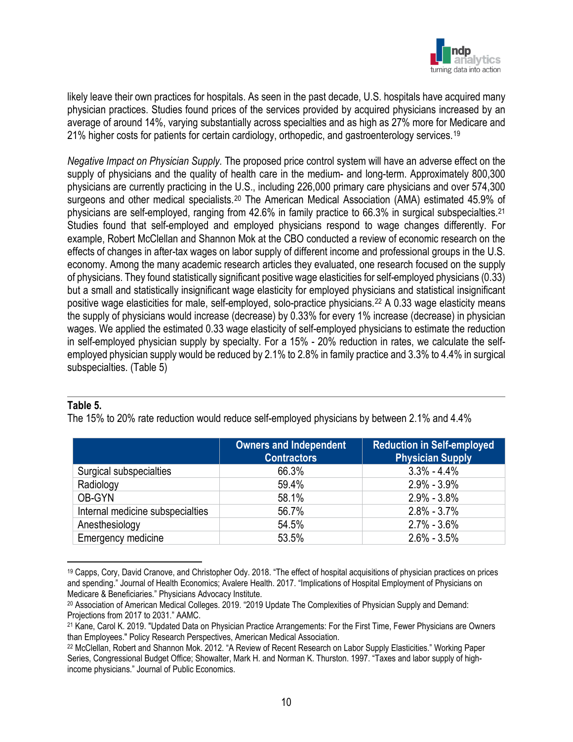likely leave their own practices for hospitals. As seen in the past decade, U.S. hospitals have acquired many physician practices. Studies found prices of the services provided by acquired physicians increased by an average of around 14%, varying substantially across specialties and as high as 27% more for Medicare and 21% higher costs for patients for certain cardiology, orthopedic, and gastroenterology services.[19]

*Negative Impact on Physician Supply.* The proposed price control system will have an adverse effect on the supply of physicians and the quality of health care in the medium- and long-term. Approximately 800,300 physicians are currently practicing in the U.S., including 226,000 primary care physicians and over 574,300 surgeons and other medical specialists.[20] The American Medical Association (AMA) estimated 45.9% of physicians are self-employed, ranging from 42.6% in family practice to 66.3% in surgical subspecialties.[21] Studies found that self-employed and employed physicians respond to wage changes differently. For example, Robert McClellan and Shannon Mok at the CBO conducted a review of economic research on the effects of changes in after-tax wages on labor supply of different income and professional groups in the U.S. economy. Among the many academic research articles they evaluated, one research focused on the supply of physicians. They found statistically significant positive wage elasticities for self-employed physicians (0.33) but a small and statistically insignificant wage elasticity for employed physicians and statistical insignificant positive wage elasticities for male, self-employed, solo-practice physicians.[22] A 0.33 wage elasticity means the supply of physicians would increase (decrease) by 0.33% for every 1% increase (decrease) in physician wages. We applied the estimated 0.33 wage elasticity of self-employed physicians to estimate the reduction in self-employed physician supply by specialty. For a 15% - 20% reduction in rates, we calculate the self-employed physician supply would be reduced by 2.1% to 2.8% in family practice and 3.3% to 4.4% in surgical subspecialties. (Table 5)

**Table 5.**

The 15% to 20% rate reduction would reduce self-employed physicians by between 2.1% and 4.4%

| | Owners and Independent Contractors | Reduction in Self-employed Physician Supply |
|---|---|---|
| Surgical subspecialties | 66.3% | 3.3% - 4.4% |
| Radiology | 59.4% | 2.9% - 3.9% |
| OB-GYN | 58.1% | 2.9% - 3.8% |
| Internal medicine subspecialties | 56.7% | 2.8% - 3.7% |
| Anesthesiology | 54.5% | 2.7% - 3.6% |
| Emergency medicine | 53.5% | 2.6% - 3.5% |

[19] Capps, Cory, David Cranove, and Christopher Ody. 2018. "The effect of hospital acquisitions of physician practices on prices and spending." Journal of Health Economics; Avalere Health. 2017. "Implications of Hospital Employment of Physicians on Medicare & Beneficiaries." Physicians Advocacy Institute.

[20] Association of American Medical Colleges. 2019. "2019 Update The Complexities of Physician Supply and Demand: Projections from 2017 to 2031." AAMC.

[21] Kane, Carol K. 2019. "Updated Data on Physician Practice Arrangements: For the First Time, Fewer Physicians are Owners than Employees." Policy Research Perspectives, American Medical Association.

[22] McClellan, Robert and Shannon Mok. 2012. "A Review of Recent Research on Labor Supply Elasticities." Working Paper Series, Congressional Budget Office; Showalter, Mark H. and Norman K. Thurston. 1997. "Taxes and labor supply of high-income physicians." Journal of Public Economics.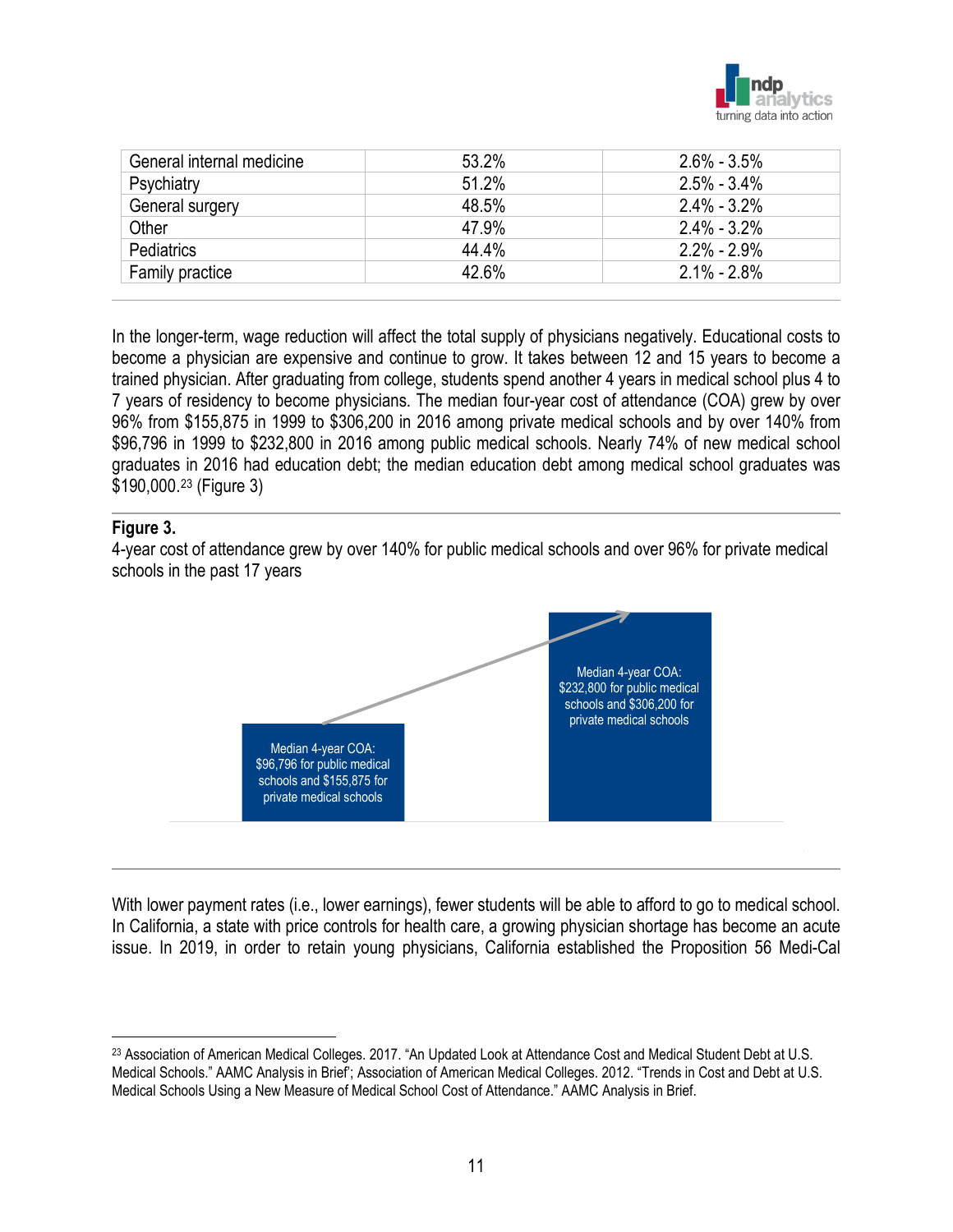| General internal medicine | 53.2% | 2.6% - 3.5% |
|---|---|---|
| Psychiatry | 51.2% | 2.5% - 3.4% |
| General surgery | 48.5% | 2.4% - 3.2% |
| Other | 47.9% | 2.4% - 3.2% |
| Pediatrics | 44.4% | 2.2% - 2.9% |
| Family practice | 42.6% | 2.1% - 2.8% |

In the longer-term, wage reduction will affect the total supply of physicians negatively. Educational costs to become a physician are expensive and continue to grow. It takes between 12 and 15 years to become a trained physician. After graduating from college, students spend another 4 years in medical school plus 4 to 7 years of residency to become physicians. The median four-year cost of attendance (COA) grew by over 96% from $155,875 in 1999 to $306,200 in 2016 among private medical schools and by over 140% from $96,796 in 1999 to $232,800 in 2016 among public medical schools. Nearly 74% of new medical school graduates in 2016 had education debt; the median education debt among medical school graduates was $190,000.[23] (Figure 3)

**Figure 3.**

4-year cost of attendance grew by over 140% for public medical schools and over 96% for private medical schools in the past 17 years

Median 4-year COA: $96,796 for public medical schools and $155,875 for private medical schools

Median 4-year COA: $232,800 for public medical schools and $306,200 for private medical schools

With lower payment rates (i.e., lower earnings), fewer students will be able to afford to go to medical school. In California, a state with price controls for health care, a growing physician shortage has become an acute issue. In 2019, in order to retain young physicians, California established the Proposition 56 Medi-Cal

[23] Association of American Medical Colleges. 2017. "An Updated Look at Attendance Cost and Medical Student Debt at U.S. Medical Schools." AAMC Analysis in Brief'; Association of American Medical Colleges. 2012. "Trends in Cost and Debt at U.S. Medical Schools Using a New Measure of Medical School Cost of Attendance." AAMC Analysis in Brief.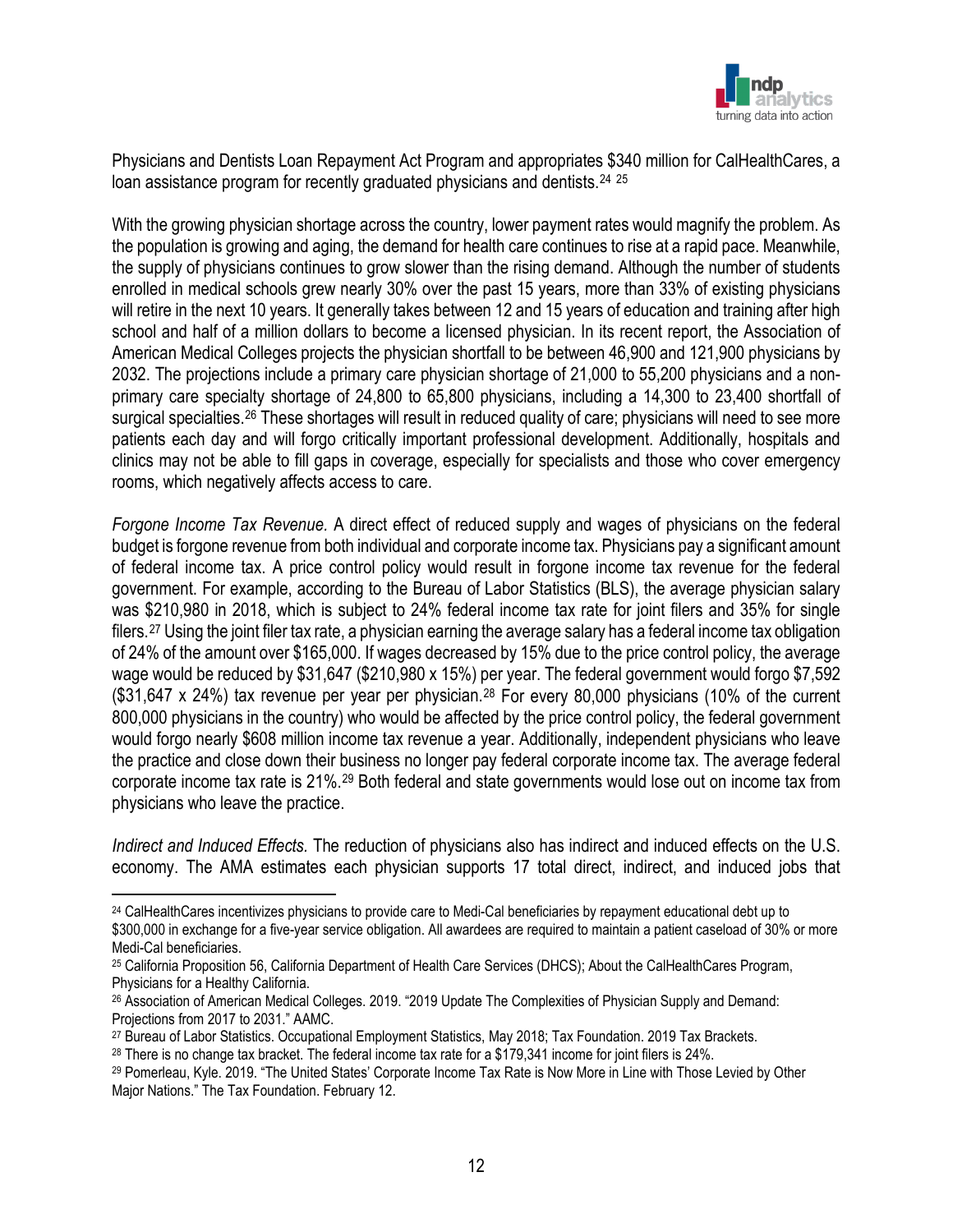Physicians and Dentists Loan Repayment Act Program and appropriates $340 million for CalHealthCares, a loan assistance program for recently graduated physicians and dentists.[24] [25]

With the growing physician shortage across the country, lower payment rates would magnify the problem. As the population is growing and aging, the demand for health care continues to rise at a rapid pace. Meanwhile, the supply of physicians continues to grow slower than the rising demand. Although the number of students enrolled in medical schools grew nearly 30% over the past 15 years, more than 33% of existing physicians will retire in the next 10 years. It generally takes between 12 and 15 years of education and training after high school and half of a million dollars to become a licensed physician. In its recent report, the Association of American Medical Colleges projects the physician shortfall to be between 46,900 and 121,900 physicians by 2032. The projections include a primary care physician shortage of 21,000 to 55,200 physicians and a non-primary care specialty shortage of 24,800 to 65,800 physicians, including a 14,300 to 23,400 shortfall of surgical specialties.[26] These shortages will result in reduced quality of care; physicians will need to see more patients each day and will forgo critically important professional development. Additionally, hospitals and clinics may not be able to fill gaps in coverage, especially for specialists and those who cover emergency rooms, which negatively affects access to care.

*Forgone Income Tax Revenue.* A direct effect of reduced supply and wages of physicians on the federal budget is forgone revenue from both individual and corporate income tax. Physicians pay a significant amount of federal income tax. A price control policy would result in forgone income tax revenue for the federal government. For example, according to the Bureau of Labor Statistics (BLS), the average physician salary was $210,980 in 2018, which is subject to 24% federal income tax rate for joint filers and 35% for single filers.[27] Using the joint filer tax rate, a physician earning the average salary has a federal income tax obligation of 24% of the amount over $165,000. If wages decreased by 15% due to the price control policy, the average wage would be reduced by $31,647 ($210,980 x 15%) per year. The federal government would forgo $7,592 ($31,647 x 24%) tax revenue per year per physician.[28] For every 80,000 physicians (10% of the current 800,000 physicians in the country) who would be affected by the price control policy, the federal government would forgo nearly $608 million income tax revenue a year. Additionally, independent physicians who leave the practice and close down their business no longer pay federal corporate income tax. The average federal corporate income tax rate is 21%.[29] Both federal and state governments would lose out on income tax from physicians who leave the practice.

*Indirect and Induced Effects.* The reduction of physicians also has indirect and induced effects on the U.S. economy. The AMA estimates each physician supports 17 total direct, indirect, and induced jobs that

---

[24] CalHealthCares incentivizes physicians to provide care to Medi-Cal beneficiaries by repayment educational debt up to $300,000 in exchange for a five-year service obligation. All awardees are required to maintain a patient caseload of 30% or more Medi-Cal beneficiaries.

[25] California Proposition 56, California Department of Health Care Services (DHCS); About the CalHealthCares Program, Physicians for a Healthy California.

[26] Association of American Medical Colleges. 2019. "2019 Update The Complexities of Physician Supply and Demand: Projections from 2017 to 2031." AAMC.

[27] Bureau of Labor Statistics. Occupational Employment Statistics, May 2018; Tax Foundation. 2019 Tax Brackets.

[28] There is no change tax bracket. The federal income tax rate for a $179,341 income for joint filers is 24%.

[29] Pomerleau, Kyle. 2019. "The United States' Corporate Income Tax Rate is Now More in Line with Those Levied by Other Major Nations." The Tax Foundation. February 12.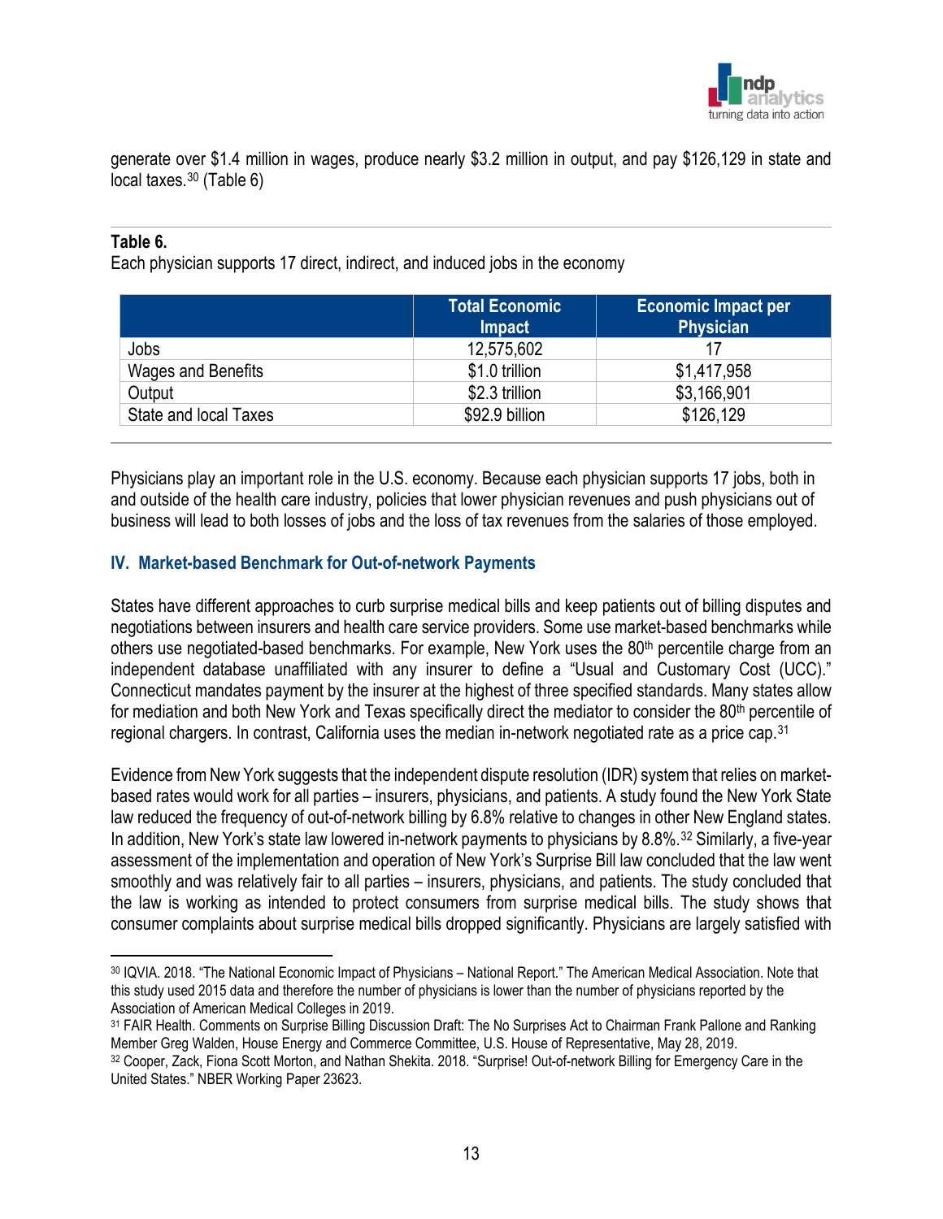generate over $1.4 million in wages, produce nearly $3.2 million in output, and pay $126,129 in state and local taxes.[30] (Table 6)

**Table 6.**
Each physician supports 17 direct, indirect, and induced jobs in the economy

| | Total Economic Impact | Economic Impact per Physician |
|---|---|---|
| Jobs | 12,575,602 | 17 |
| Wages and Benefits | $1.0 trillion | $1,417,958 |
| Output | $2.3 trillion | $3,166,901 |
| State and local Taxes | $92.9 billion | $126,129 |

Physicians play an important role in the U.S. economy. Because each physician supports 17 jobs, both in and outside of the health care industry, policies that lower physician revenues and push physicians out of business will lead to both losses of jobs and the loss of tax revenues from the salaries of those employed.

## IV. Market-based Benchmark for Out-of-network Payments

States have different approaches to curb surprise medical bills and keep patients out of billing disputes and negotiations between insurers and health care service providers. Some use market-based benchmarks while others use negotiated-based benchmarks. For example, New York uses the 80th percentile charge from an independent database unaffiliated with any insurer to define a "Usual and Customary Cost (UCC)." Connecticut mandates payment by the insurer at the highest of three specified standards. Many states allow for mediation and both New York and Texas specifically direct the mediator to consider the 80th percentile of regional chargers. In contrast, California uses the median in-network negotiated rate as a price cap.[31]

Evidence from New York suggests that the independent dispute resolution (IDR) system that relies on market-based rates would work for all parties – insurers, physicians, and patients. A study found the New York State law reduced the frequency of out-of-network billing by 6.8% relative to changes in other New England states. In addition, New York's state law lowered in-network payments to physicians by 8.8%.[32] Similarly, a five-year assessment of the implementation and operation of New York's Surprise Bill law concluded that the law went smoothly and was relatively fair to all parties – insurers, physicians, and patients. The study concluded that the law is working as intended to protect consumers from surprise medical bills. The study shows that consumer complaints about surprise medical bills dropped significantly. Physicians are largely satisfied with

---

[30] IQVIA. 2018. "The National Economic Impact of Physicians – National Report." The American Medical Association. Note that this study used 2015 data and therefore the number of physicians is lower than the number of physicians reported by the Association of American Medical Colleges in 2019.

[31] FAIR Health. Comments on Surprise Billing Discussion Draft: The No Surprises Act to Chairman Frank Pallone and Ranking Member Greg Walden, House Energy and Commerce Committee, U.S. House of Representative, May 28, 2019.

[32] Cooper, Zack, Fiona Scott Morton, and Nathan Shekita. 2018. "Surprise! Out-of-network Billing for Emergency Care in the United States." NBER Working Paper 23623.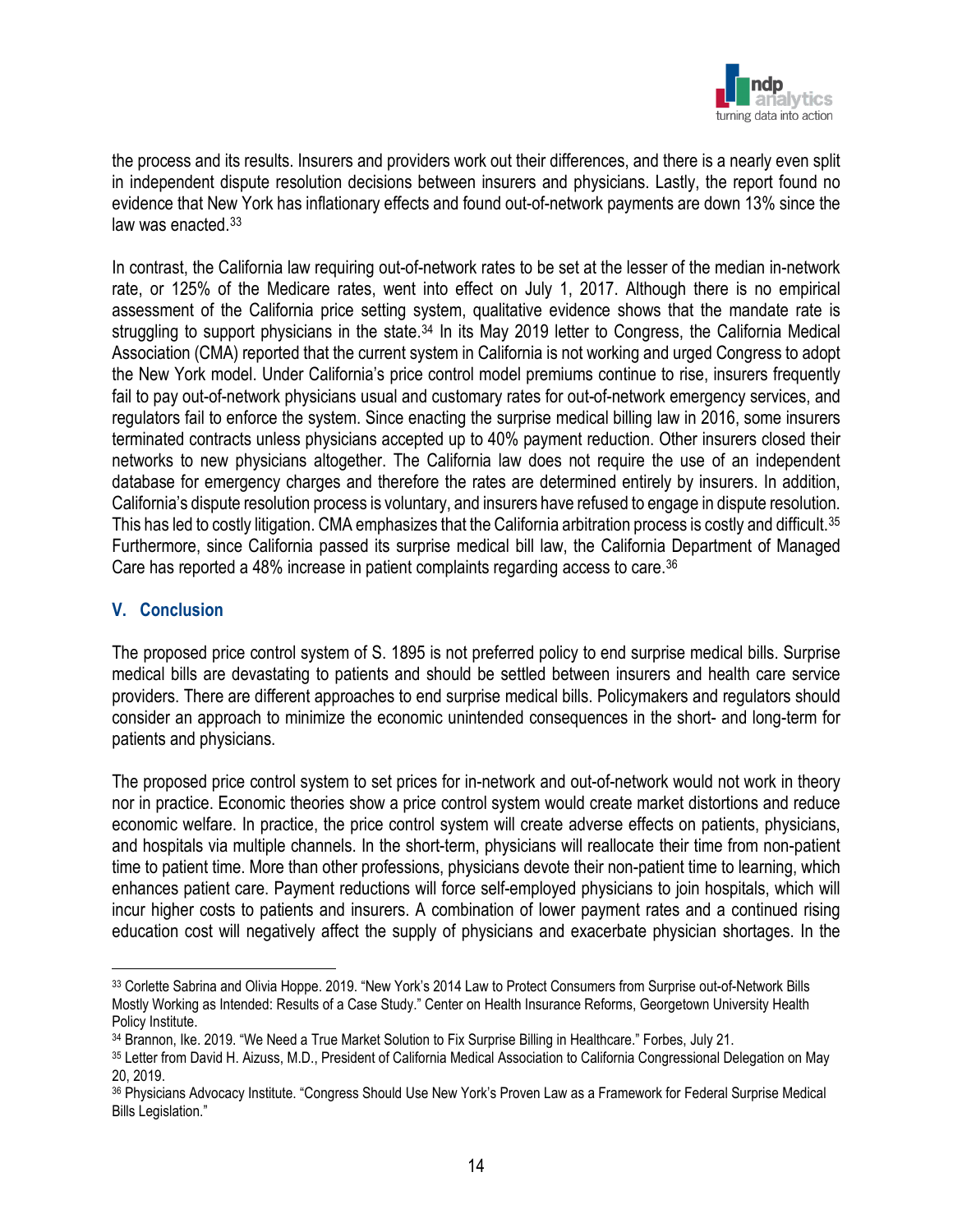the process and its results. Insurers and providers work out their differences, and there is a nearly even split in independent dispute resolution decisions between insurers and physicians. Lastly, the report found no evidence that New York has inflationary effects and found out-of-network payments are down 13% since the law was enacted.[33]

In contrast, the California law requiring out-of-network rates to be set at the lesser of the median in-network rate, or 125% of the Medicare rates, went into effect on July 1, 2017. Although there is no empirical assessment of the California price setting system, qualitative evidence shows that the mandate rate is struggling to support physicians in the state.[34] In its May 2019 letter to Congress, the California Medical Association (CMA) reported that the current system in California is not working and urged Congress to adopt the New York model. Under California's price control model premiums continue to rise, insurers frequently fail to pay out-of-network physicians usual and customary rates for out-of-network emergency services, and regulators fail to enforce the system. Since enacting the surprise medical billing law in 2016, some insurers terminated contracts unless physicians accepted up to 40% payment reduction. Other insurers closed their networks to new physicians altogether. The California law does not require the use of an independent database for emergency charges and therefore the rates are determined entirely by insurers. In addition, California's dispute resolution process is voluntary, and insurers have refused to engage in dispute resolution. This has led to costly litigation. CMA emphasizes that the California arbitration process is costly and difficult.[35] Furthermore, since California passed its surprise medical bill law, the California Department of Managed Care has reported a 48% increase in patient complaints regarding access to care.[36]

## V. Conclusion

The proposed price control system of S. 1895 is not preferred policy to end surprise medical bills. Surprise medical bills are devastating to patients and should be settled between insurers and health care service providers. There are different approaches to end surprise medical bills. Policymakers and regulators should consider an approach to minimize the economic unintended consequences in the short- and long-term for patients and physicians.

The proposed price control system to set prices for in-network and out-of-network would not work in theory nor in practice. Economic theories show a price control system would create market distortions and reduce economic welfare. In practice, the price control system will create adverse effects on patients, physicians, and hospitals via multiple channels. In the short-term, physicians will reallocate their time from non-patient time to patient time. More than other professions, physicians devote their non-patient time to learning, which enhances patient care. Payment reductions will force self-employed physicians to join hospitals, which will incur higher costs to patients and insurers. A combination of lower payment rates and a continued rising education cost will negatively affect the supply of physicians and exacerbate physician shortages. In the

---

[33] Corlette Sabrina and Olivia Hoppe. 2019. "New York's 2014 Law to Protect Consumers from Surprise out-of-Network Bills Mostly Working as Intended: Results of a Case Study." Center on Health Insurance Reforms, Georgetown University Health Policy Institute.

[34] Brannon, Ike. 2019. "We Need a True Market Solution to Fix Surprise Billing in Healthcare." Forbes, July 21.

[35] Letter from David H. Aizuss, M.D., President of California Medical Association to California Congressional Delegation on May 20, 2019.

[36] Physicians Advocacy Institute. "Congress Should Use New York's Proven Law as a Framework for Federal Surprise Medical Bills Legislation."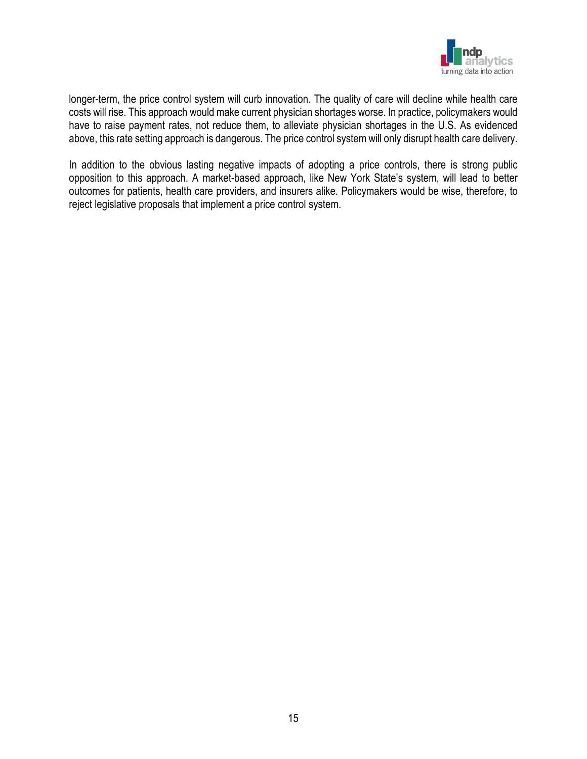longer-term, the price control system will curb innovation. The quality of care will decline while health care costs will rise. This approach would make current physician shortages worse. In practice, policymakers would have to raise payment rates, not reduce them, to alleviate physician shortages in the U.S. As evidenced above, this rate setting approach is dangerous. The price control system will only disrupt health care delivery.

In addition to the obvious lasting negative impacts of adopting a price controls, there is strong public opposition to this approach. A market-based approach, like New York State's system, will lead to better outcomes for patients, health care providers, and insurers alike. Policymakers would be wise, therefore, to reject legislative proposals that implement a price control system.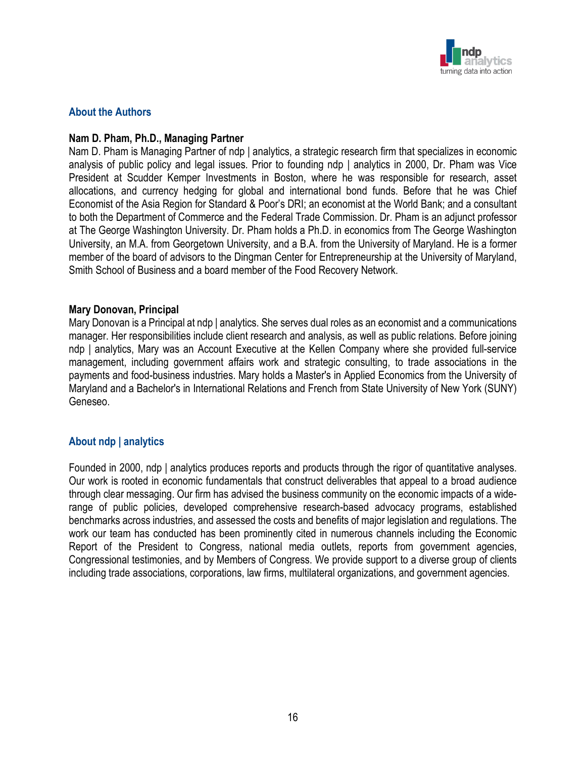## About the Authors

**Nam D. Pham, Ph.D., Managing Partner**
Nam D. Pham is Managing Partner of ndp | analytics, a strategic research firm that specializes in economic analysis of public policy and legal issues. Prior to founding ndp | analytics in 2000, Dr. Pham was Vice President at Scudder Kemper Investments in Boston, where he was responsible for research, asset allocations, and currency hedging for global and international bond funds. Before that he was Chief Economist of the Asia Region for Standard & Poor's DRI; an economist at the World Bank; and a consultant to both the Department of Commerce and the Federal Trade Commission. Dr. Pham is an adjunct professor at The George Washington University. Dr. Pham holds a Ph.D. in economics from The George Washington University, an M.A. from Georgetown University, and a B.A. from the University of Maryland. He is a former member of the board of advisors to the Dingman Center for Entrepreneurship at the University of Maryland, Smith School of Business and a board member of the Food Recovery Network.

**Mary Donovan, Principal**
Mary Donovan is a Principal at ndp | analytics. She serves dual roles as an economist and a communications manager. Her responsibilities include client research and analysis, as well as public relations. Before joining ndp | analytics, Mary was an Account Executive at the Kellen Company where she provided full-service management, including government affairs work and strategic consulting, to trade associations in the payments and food-business industries. Mary holds a Master's in Applied Economics from the University of Maryland and a Bachelor's in International Relations and French from State University of New York (SUNY) Geneseo.

## About ndp | analytics

Founded in 2000, ndp | analytics produces reports and products through the rigor of quantitative analyses. Our work is rooted in economic fundamentals that construct deliverables that appeal to a broad audience through clear messaging. Our firm has advised the business community on the economic impacts of a wide-range of public policies, developed comprehensive research-based advocacy programs, established benchmarks across industries, and assessed the costs and benefits of major legislation and regulations. The work our team has conducted has been prominently cited in numerous channels including the Economic Report of the President to Congress, national media outlets, reports from government agencies, Congressional testimonies, and by Members of Congress. We provide support to a diverse group of clients including trade associations, corporations, law firms, multilateral organizations, and government agencies.